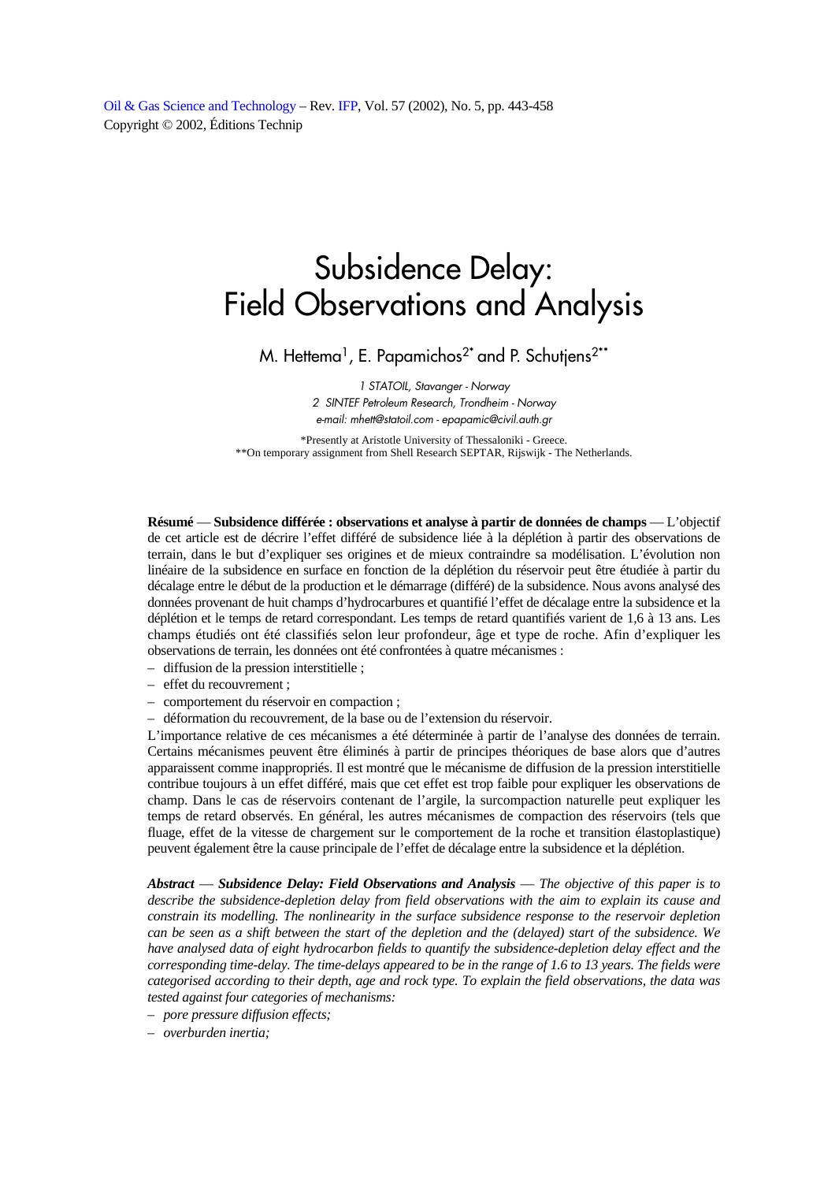Oil & Gas Science and Technology – Rev. IFP, Vol. 57 (2002), No. 5, pp. 443-458
Copyright © 2002, Éditions Technip

# Subsidence Delay: Field Observations and Analysis

M. Hettema[1], E. Papamichos[2*] and P. Schutjens[2**]

1 STATOIL, Stavanger - Norway
2 SINTEF Petroleum Research, Trondheim - Norway
e-mail: mhett@statoil.com - epapamic@civil.auth.gr

*Presently at Aristotle University of Thessaloniki - Greece.
**On temporary assignment from Shell Research SEPTAR, Rijswijk - The Netherlands.

**Résumé** — **Subsidence différée : observations et analyse à partir de données de champs** — L'objectif de cet article est de décrire l'effet différé de subsidence liée à la déplétion à partir des observations de terrain, dans le but d'expliquer ses origines et de mieux contraindre sa modélisation. L'évolution non linéaire de la subsidence en surface en fonction de la déplétion du réservoir peut être étudiée à partir du décalage entre le début de la production et le démarrage (différé) de la subsidence. Nous avons analysé des données provenant de huit champs d'hydrocarbures et quantifié l'effet de décalage entre la subsidence et la déplétion et le temps de retard correspondant. Les temps de retard quantifiés varient de 1,6 à 13 ans. Les champs étudiés ont été classifiés selon leur profondeur, âge et type de roche. Afin d'expliquer les observations de terrain, les données ont été confrontées à quatre mécanismes :

- diffusion de la pression interstitielle ;
- effet du recouvrement ;
- comportement du réservoir en compaction ;
- déformation du recouvrement, de la base ou de l'extension du réservoir.

L'importance relative de ces mécanismes a été déterminée à partir de l'analyse des données de terrain. Certains mécanismes peuvent être éliminés à partir de principes théoriques de base alors que d'autres apparaissent comme inappropriés. Il est montré que le mécanisme de diffusion de la pression interstitielle contribue toujours à un effet différé, mais que cet effet est trop faible pour expliquer les observations de champ. Dans le cas de réservoirs contenant de l'argile, la surcompaction naturelle peut expliquer les temps de retard observés. En général, les autres mécanismes de compaction des réservoirs (tels que fluage, effet de la vitesse de chargement sur le comportement de la roche et transition élastoplastique) peuvent également être la cause principale de l'effet de décalage entre la subsidence et la déplétion.

***Abstract*** — ***Subsidence Delay: Field Observations and Analysis*** — *The objective of this paper is to describe the subsidence-depletion delay from field observations with the aim to explain its cause and constrain its modelling. The nonlinearity in the surface subsidence response to the reservoir depletion can be seen as a shift between the start of the depletion and the (delayed) start of the subsidence. We have analysed data of eight hydrocarbon fields to quantify the subsidence-depletion delay effect and the corresponding time-delay. The time-delays appeared to be in the range of 1.6 to 13 years. The fields were categorised according to their depth, age and rock type. To explain the field observations, the data was tested against four categories of mechanisms:*

- *pore pressure diffusion effects;*
- *overburden inertia;*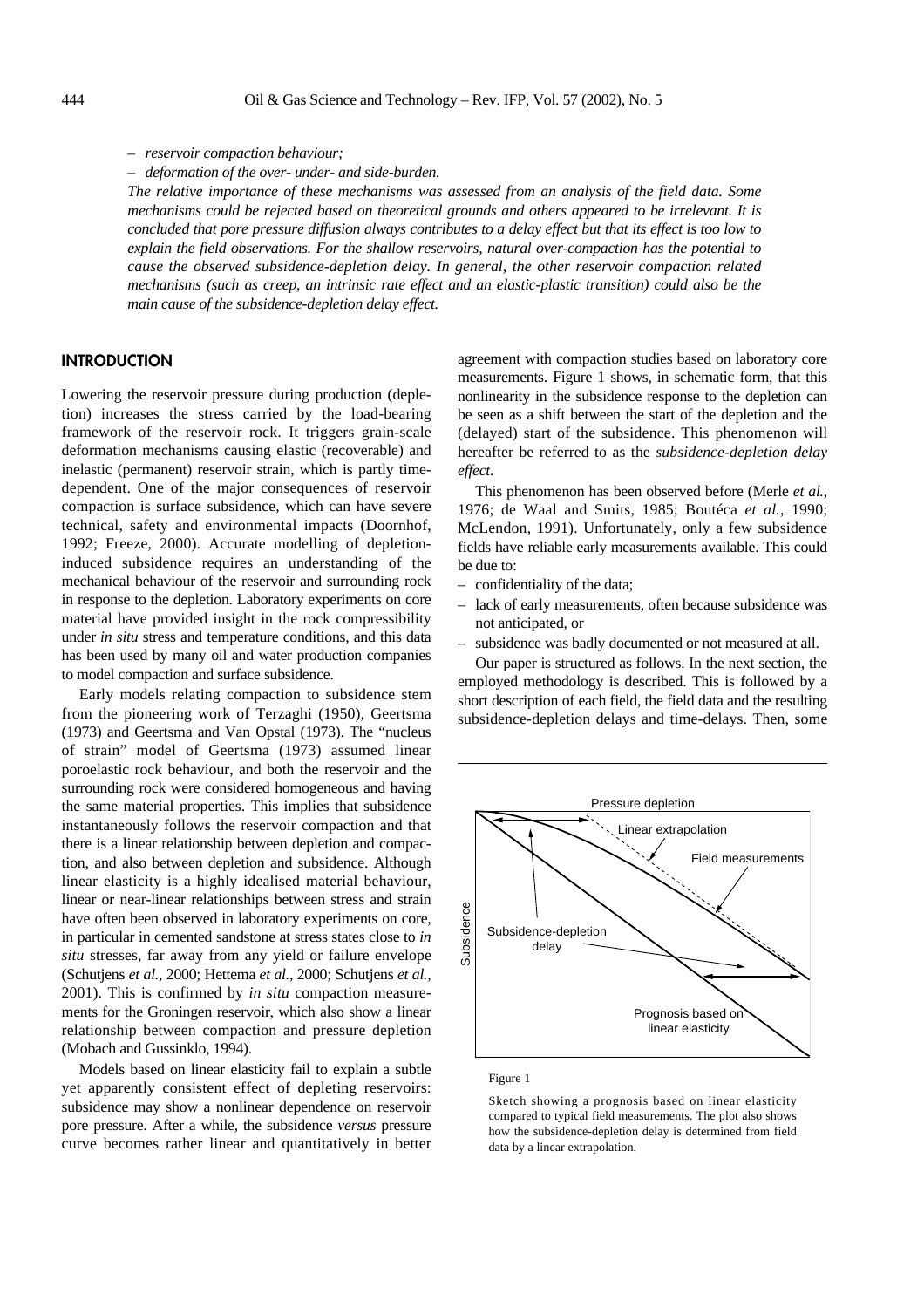– *reservoir compaction behaviour;*
– *deformation of the over- under- and side-burden.*

*The relative importance of these mechanisms was assessed from an analysis of the field data. Some mechanisms could be rejected based on theoretical grounds and others appeared to be irrelevant. It is concluded that pore pressure diffusion always contributes to a delay effect but that its effect is too low to explain the field observations. For the shallow reservoirs, natural over-compaction has the potential to cause the observed subsidence-depletion delay. In general, the other reservoir compaction related mechanisms (such as creep, an intrinsic rate effect and an elastic-plastic transition) could also be the main cause of the subsidence-depletion delay effect.*

## INTRODUCTION

Lowering the reservoir pressure during production (depletion) increases the stress carried by the load-bearing framework of the reservoir rock. It triggers grain-scale deformation mechanisms causing elastic (recoverable) and inelastic (permanent) reservoir strain, which is partly time-dependent. One of the major consequences of reservoir compaction is surface subsidence, which can have severe technical, safety and environmental impacts (Doornhof, 1992; Freeze, 2000). Accurate modelling of depletion-induced subsidence requires an understanding of the mechanical behaviour of the reservoir and surrounding rock in response to the depletion. Laboratory experiments on core material have provided insight in the rock compressibility under *in situ* stress and temperature conditions, and this data has been used by many oil and water production companies to model compaction and surface subsidence.

Early models relating compaction to subsidence stem from the pioneering work of Terzaghi (1950), Geertsma (1973) and Geertsma and Van Opstal (1973). The "nucleus of strain" model of Geertsma (1973) assumed linear poroelastic rock behaviour, and both the reservoir and the surrounding rock were considered homogeneous and having the same material properties. This implies that subsidence instantaneously follows the reservoir compaction and that there is a linear relationship between depletion and compaction, and also between depletion and subsidence. Although linear elasticity is a highly idealised material behaviour, linear or near-linear relationships between stress and strain have often been observed in laboratory experiments on core, in particular in cemented sandstone at stress states close to *in situ* stresses, far away from any yield or failure envelope (Schutjens *et al.*, 2000; Hettema *et al.*, 2000; Schutjens *et al.*, 2001). This is confirmed by *in situ* compaction measurements for the Groningen reservoir, which also show a linear relationship between compaction and pressure depletion (Mobach and Gussinklo, 1994).

Models based on linear elasticity fail to explain a subtle yet apparently consistent effect of depleting reservoirs: subsidence may show a nonlinear dependence on reservoir pore pressure. After a while, the subsidence *versus* pressure curve becomes rather linear and quantitatively in better agreement with compaction studies based on laboratory core measurements. Figure 1 shows, in schematic form, that this nonlinearity in the subsidence response to the depletion can be seen as a shift between the start of the depletion and the (delayed) start of the subsidence. This phenomenon will hereafter be referred to as the *subsidence-depletion delay effect*.

This phenomenon has been observed before (Merle *et al.*, 1976; de Waal and Smits, 1985; Boutéca *et al.*, 1990; McLendon, 1991). Unfortunately, only a few subsidence fields have reliable early measurements available. This could be due to:

– confidentiality of the data;
– lack of early measurements, often because subsidence was not anticipated, or
– subsidence was badly documented or not measured at all.

Our paper is structured as follows. In the next section, the employed methodology is described. This is followed by a short description of each field, the field data and the resulting subsidence-depletion delays and time-delays. Then, some

Figure 1

Sketch showing a prognosis based on linear elasticity compared to typical field measurements. The plot also shows how the subsidence-depletion delay is determined from field data by a linear extrapolation.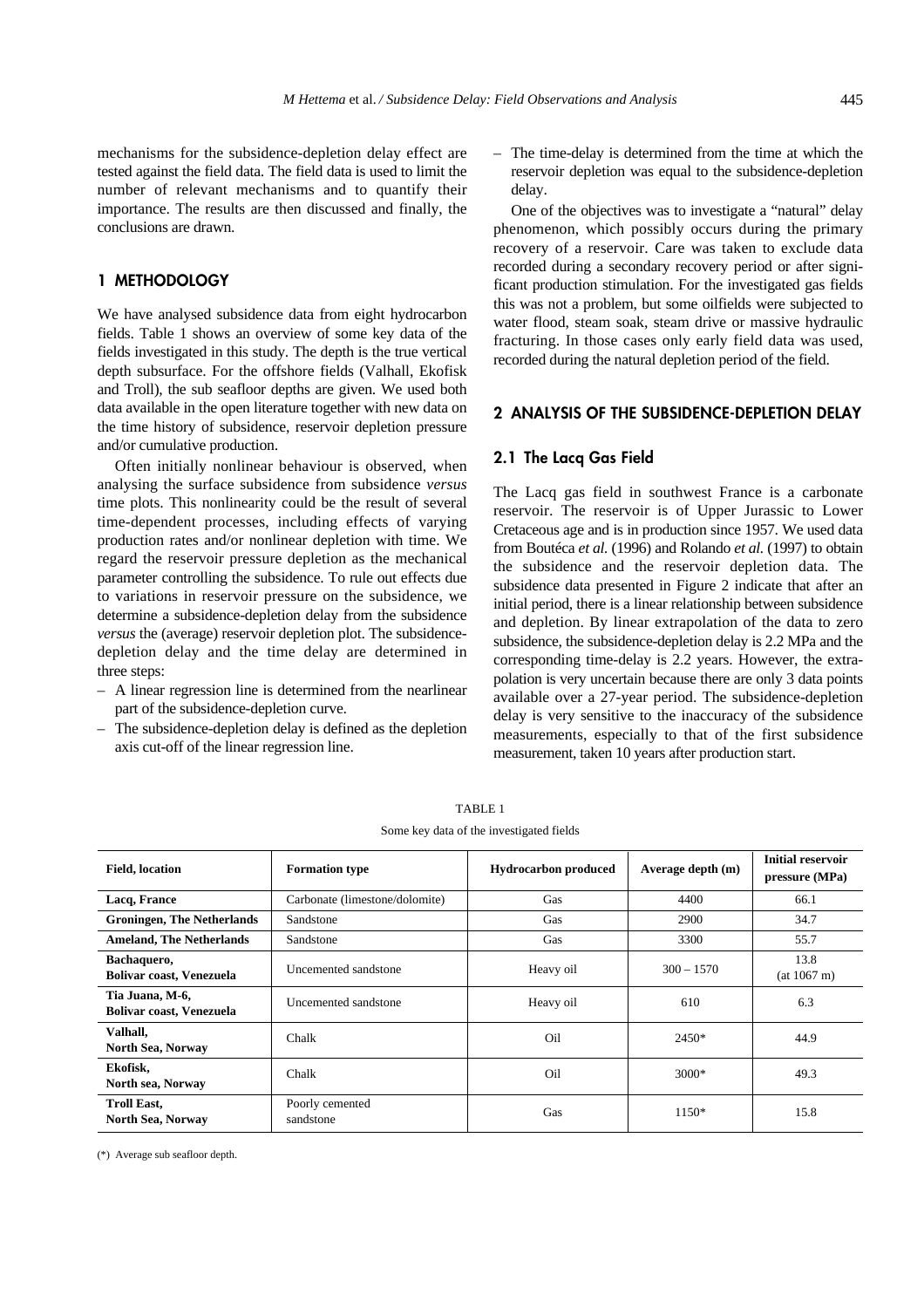mechanisms for the subsidence-depletion delay effect are tested against the field data. The field data is used to limit the number of relevant mechanisms and to quantify their importance. The results are then discussed and finally, the conclusions are drawn.

## 1 METHODOLOGY

We have analysed subsidence data from eight hydrocarbon fields. Table 1 shows an overview of some key data of the fields investigated in this study. The depth is the true vertical depth subsurface. For the offshore fields (Valhall, Ekofisk and Troll), the sub seafloor depths are given. We used both data available in the open literature together with new data on the time history of subsidence, reservoir depletion pressure and/or cumulative production.

Often initially nonlinear behaviour is observed, when analysing the surface subsidence from subsidence *versus* time plots. This nonlinearity could be the result of several time-dependent processes, including effects of varying production rates and/or nonlinear depletion with time. We regard the reservoir pressure depletion as the mechanical parameter controlling the subsidence. To rule out effects due to variations in reservoir pressure on the subsidence, we determine a subsidence-depletion delay from the subsidence *versus* the (average) reservoir depletion plot. The subsidence-depletion delay and the time delay are determined in three steps:

- A linear regression line is determined from the nearlinear part of the subsidence-depletion curve.
- The subsidence-depletion delay is defined as the depletion axis cut-off of the linear regression line.
- The time-delay is determined from the time at which the reservoir depletion was equal to the subsidence-depletion delay.

One of the objectives was to investigate a "natural" delay phenomenon, which possibly occurs during the primary recovery of a reservoir. Care was taken to exclude data recorded during a secondary recovery period or after significant production stimulation. For the investigated gas fields this was not a problem, but some oilfields were subjected to water flood, steam soak, steam drive or massive hydraulic fracturing. In those cases only early field data was used, recorded during the natural depletion period of the field.

## 2 ANALYSIS OF THE SUBSIDENCE-DEPLETION DELAY

### 2.1 The Lacq Gas Field

The Lacq gas field in southwest France is a carbonate reservoir. The reservoir is of Upper Jurassic to Lower Cretaceous age and is in production since 1957. We used data from Boutéca *et al.* (1996) and Rolando *et al.* (1997) to obtain the subsidence and the reservoir depletion data. The subsidence data presented in Figure 2 indicate that after an initial period, there is a linear relationship between subsidence and depletion. By linear extrapolation of the data to zero subsidence, the subsidence-depletion delay is 2.2 MPa and the corresponding time-delay is 2.2 years. However, the extrapolation is very uncertain because there are only 3 data points available over a 27-year period. The subsidence-depletion delay is very sensitive to the inaccuracy of the subsidence measurements, especially to that of the first subsidence measurement, taken 10 years after production start.

TABLE 1

Some key data of the investigated fields

| Field, location | Formation type | Hydrocarbon produced | Average depth (m) | Initial reservoir pressure (MPa) |
|---|---|---|---|---|
| **Lacq, France** | Carbonate (limestone/dolomite) | Gas | 4400 | 66.1 |
| **Groningen, The Netherlands** | Sandstone | Gas | 2900 | 34.7 |
| **Ameland, The Netherlands** | Sandstone | Gas | 3300 | 55.7 |
| **Bachaquero, Bolivar coast, Venezuela** | Uncemented sandstone | Heavy oil | 300 – 1570 | 13.8 (at 1067 m) |
| **Tia Juana, M-6, Bolivar coast, Venezuela** | Uncemented sandstone | Heavy oil | 610 | 6.3 |
| **Valhall, North Sea, Norway** | Chalk | Oil | 2450* | 44.9 |
| **Ekofisk, North sea, Norway** | Chalk | Oil | 3000* | 49.3 |
| **Troll East, North Sea, Norway** | Poorly cemented sandstone | Gas | 1150* | 15.8 |

(*) Average sub seafloor depth.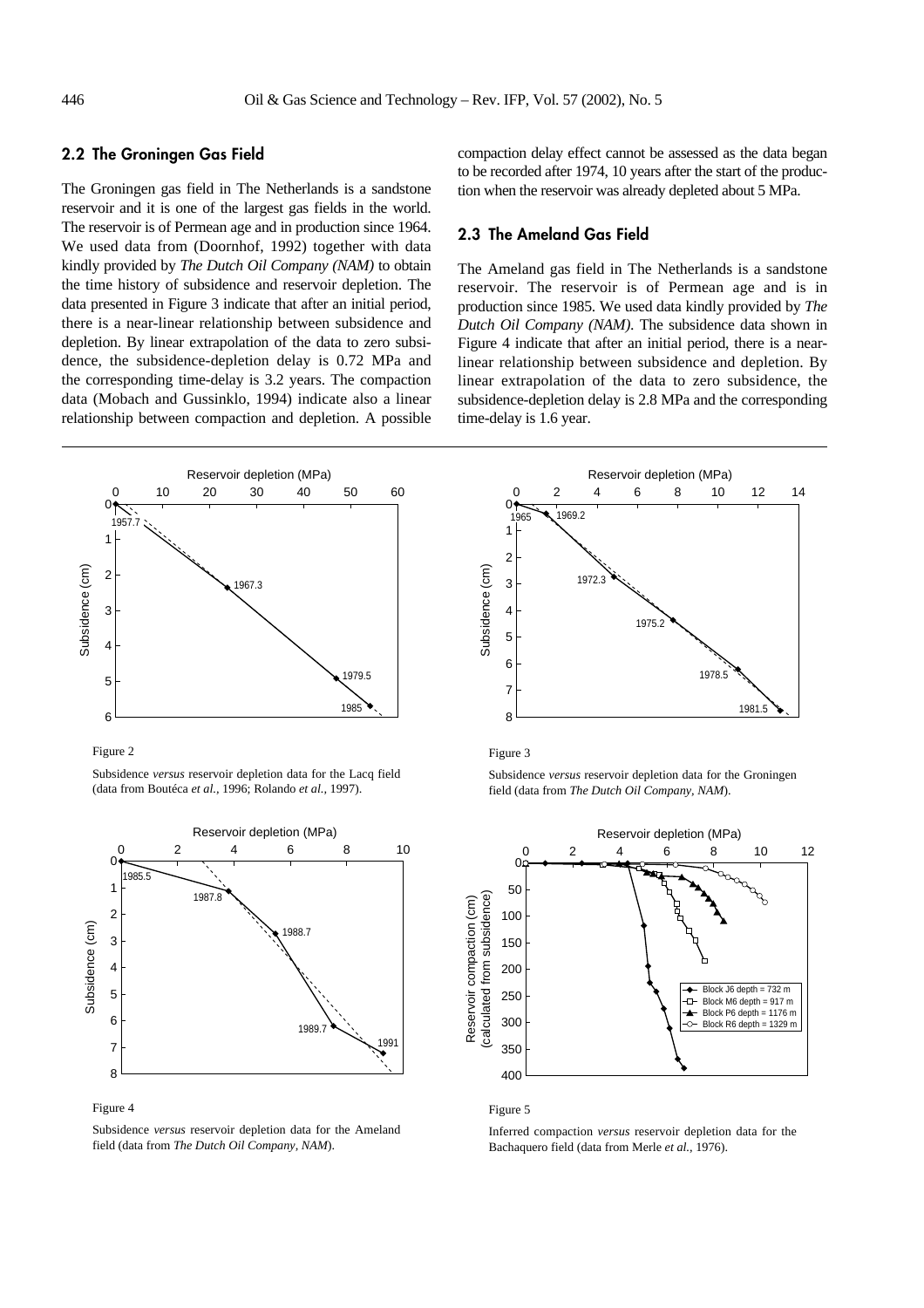### 2.2 The Groningen Gas Field

The Groningen gas field in The Netherlands is a sandstone reservoir and it is one of the largest gas fields in the world. The reservoir is of Permean age and in production since 1964. We used data from (Doornhof, 1992) together with data kindly provided by *The Dutch Oil Company (NAM)* to obtain the time history of subsidence and reservoir depletion. The data presented in Figure 3 indicate that after an initial period, there is a near-linear relationship between subsidence and depletion. By linear extrapolation of the data to zero subsidence, the subsidence-depletion delay is 0.72 MPa and the corresponding time-delay is 3.2 years. The compaction data (Mobach and Gussinklo, 1994) indicate also a linear relationship between compaction and depletion. A possible compaction delay effect cannot be assessed as the data began to be recorded after 1974, 10 years after the start of the production when the reservoir was already depleted about 5 MPa.

### 2.3 The Ameland Gas Field

The Ameland gas field in The Netherlands is a sandstone reservoir. The reservoir is of Permean age and is in production since 1985. We used data kindly provided by *The Dutch Oil Company (NAM)*. The subsidence data shown in Figure 4 indicate that after an initial period, there is a near-linear relationship between subsidence and depletion. By linear extrapolation of the data to zero subsidence, the subsidence-depletion delay is 2.8 MPa and the corresponding time-delay is 1.6 year.

Figure 2

Subsidence *versus* reservoir depletion data for the Lacq field (data from Boutéca *et al.*, 1996; Rolando *et al.*, 1997).

Figure 3

Subsidence *versus* reservoir depletion data for the Groningen field (data from *The Dutch Oil Company, NAM*).

Figure 4

Subsidence *versus* reservoir depletion data for the Ameland field (data from *The Dutch Oil Company, NAM*).

Figure 5

Inferred compaction *versus* reservoir depletion data for the Bachaquero field (data from Merle *et al.*, 1976).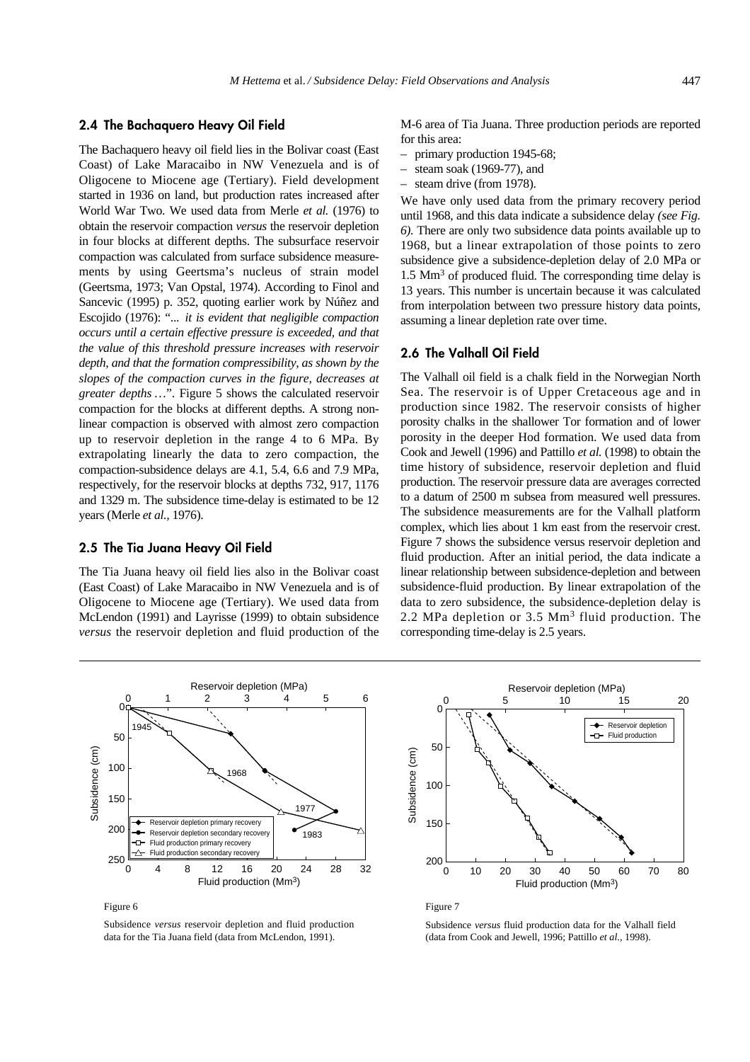## 2.4 The Bachaquero Heavy Oil Field

The Bachaquero heavy oil field lies in the Bolivar coast (East Coast) of Lake Maracaibo in NW Venezuela and is of Oligocene to Miocene age (Tertiary). Field development started in 1936 on land, but production rates increased after World War Two. We used data from Merle *et al.* (1976) to obtain the reservoir compaction *versus* the reservoir depletion in four blocks at different depths. The subsurface reservoir compaction was calculated from surface subsidence measurements by using Geertsma's nucleus of strain model (Geertsma, 1973; Van Opstal, 1974). According to Finol and Sancevic (1995) p. 352, quoting earlier work by Núñez and Escojido (1976): "*... it is evident that negligible compaction occurs until a certain effective pressure is exceeded, and that the value of this threshold pressure increases with reservoir depth, and that the formation compressibility, as shown by the slopes of the compaction curves in the figure, decreases at greater depths* ...". Figure 5 shows the calculated reservoir compaction for the blocks at different depths. A strong non-linear compaction is observed with almost zero compaction up to reservoir depletion in the range 4 to 6 MPa. By extrapolating linearly the data to zero compaction, the compaction-subsidence delays are 4.1, 5.4, 6.6 and 7.9 MPa, respectively, for the reservoir blocks at depths 732, 917, 1176 and 1329 m. The subsidence time-delay is estimated to be 12 years (Merle *et al.*, 1976).

## 2.5 The Tia Juana Heavy Oil Field

The Tia Juana heavy oil field lies also in the Bolivar coast (East Coast) of Lake Maracaibo in NW Venezuela and is of Oligocene to Miocene age (Tertiary). We used data from McLendon (1991) and Layrisse (1999) to obtain subsidence *versus* the reservoir depletion and fluid production of the M-6 area of Tia Juana. Three production periods are reported for this area:

– primary production 1945-68;
– steam soak (1969-77), and
– steam drive (from 1978).

We have only used data from the primary recovery period until 1968, and this data indicate a subsidence delay *(see Fig. 6)*. There are only two subsidence data points available up to 1968, but a linear extrapolation of those points to zero subsidence give a subsidence-depletion delay of 2.0 MPa or 1.5 $Mm^3$ of produced fluid. The corresponding time delay is 13 years. This number is uncertain because it was calculated from interpolation between two pressure history data points, assuming a linear depletion rate over time.

## 2.6 The Valhall Oil Field

The Valhall oil field is a chalk field in the Norwegian North Sea. The reservoir is of Upper Cretaceous age and in production since 1982. The reservoir consists of higher porosity chalks in the shallower Tor formation and of lower porosity in the deeper Hod formation. We used data from Cook and Jewell (1996) and Pattillo *et al.* (1998) to obtain the time history of subsidence, reservoir depletion and fluid production. The reservoir pressure data are averages corrected to a datum of 2500 m subsea from measured well pressures. The subsidence measurements are for the Valhall platform complex, which lies about 1 km east from the reservoir crest. Figure 7 shows the subsidence versus reservoir depletion and fluid production. After an initial period, the data indicate a linear relationship between subsidence-depletion and between subsidence-fluid production. By linear extrapolation of the data to zero subsidence, the subsidence-depletion delay is 2.2 MPa depletion or 3.5 $Mm^3$ fluid production. The corresponding time-delay is 2.5 years.

Figure 6

Subsidence *versus* reservoir depletion and fluid production data for the Tia Juana field (data from McLendon, 1991).

Figure 7

Subsidence *versus* fluid production data for the Valhall field (data from Cook and Jewell, 1996; Pattillo *et al.*, 1998).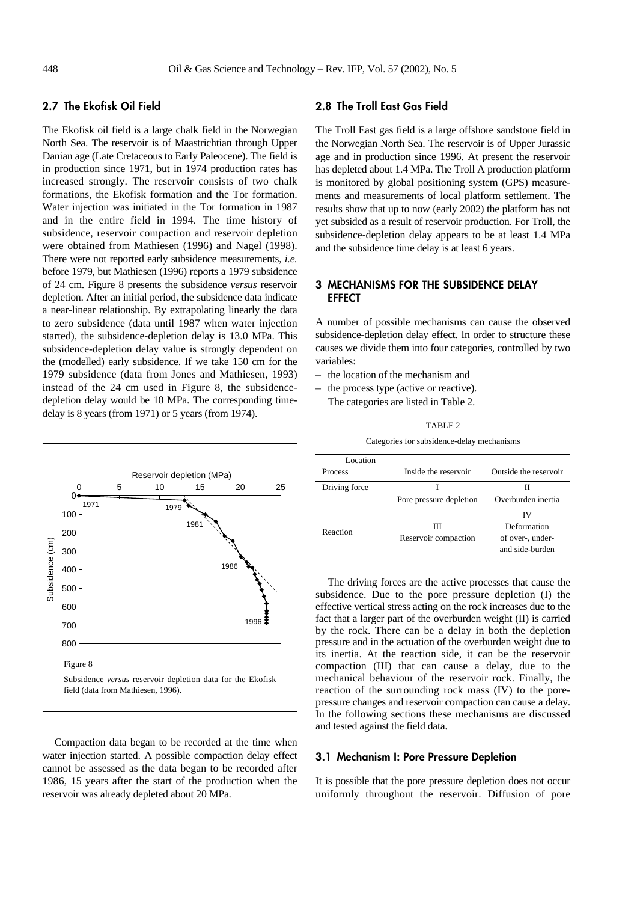## 2.7 The Ekofisk Oil Field

The Ekofisk oil field is a large chalk field in the Norwegian North Sea. The reservoir is of Maastrichtian through Upper Danian age (Late Cretaceous to Early Paleocene). The field is in production since 1971, but in 1974 production rates has increased strongly. The reservoir consists of two chalk formations, the Ekofisk formation and the Tor formation. Water injection was initiated in the Tor formation in 1987 and in the entire field in 1994. The time history of subsidence, reservoir compaction and reservoir depletion were obtained from Mathiesen (1996) and Nagel (1998). There were not reported early subsidence measurements, *i.e.* before 1979, but Mathiesen (1996) reports a 1979 subsidence of 24 cm. Figure 8 presents the subsidence *versus* reservoir depletion. After an initial period, the subsidence data indicate a near-linear relationship. By extrapolating linearly the data to zero subsidence (data until 1987 when water injection started), the subsidence-depletion delay is 13.0 MPa. This subsidence-depletion delay value is strongly dependent on the (modelled) early subsidence. If we take 150 cm for the 1979 subsidence (data from Jones and Mathiesen, 1993) instead of the 24 cm used in Figure 8, the subsidence-depletion delay would be 10 MPa. The corresponding time-delay is 8 years (from 1971) or 5 years (from 1974).

Figure 8

Subsidence *versus* reservoir depletion data for the Ekofisk field (data from Mathiesen, 1996).

Compaction data began to be recorded at the time when water injection started. A possible compaction delay effect cannot be assessed as the data began to be recorded after 1986, 15 years after the start of the production when the reservoir was already depleted about 20 MPa.

## 2.8 The Troll East Gas Field

The Troll East gas field is a large offshore sandstone field in the Norwegian North Sea. The reservoir is of Upper Jurassic age and in production since 1996. At present the reservoir has depleted about 1.4 MPa. The Troll A production platform is monitored by global positioning system (GPS) measurements and measurements of local platform settlement. The results show that up to now (early 2002) the platform has not yet subsided as a result of reservoir production. For Troll, the subsidence-depletion delay appears to be at least 1.4 MPa and the subsidence time delay is at least 6 years.

# 3 MECHANISMS FOR THE SUBSIDENCE DELAY EFFECT

A number of possible mechanisms can cause the observed subsidence-depletion delay effect. In order to structure these causes we divide them into four categories, controlled by two variables:

– the location of the mechanism and
– the process type (active or reactive).

The categories are listed in Table 2.

TABLE 2

Categories for subsidence-delay mechanisms

| Location / Process | Inside the reservoir | Outside the reservoir |
|---|---|---|
| Driving force | I<br>Pore pressure depletion | II<br>Overburden inertia |
| Reaction | III<br>Reservoir compaction | IV<br>Deformation of over-, under- and side-burden |

The driving forces are the active processes that cause the subsidence. Due to the pore pressure depletion (I) the effective vertical stress acting on the rock increases due to the fact that a larger part of the overburden weight (II) is carried by the rock. There can be a delay in both the depletion pressure and in the actuation of the overburden weight due to its inertia. At the reaction side, it can be the reservoir compaction (III) that can cause a delay, due to the mechanical behaviour of the reservoir rock. Finally, the reaction of the surrounding rock mass (IV) to the pore-pressure changes and reservoir compaction can cause a delay. In the following sections these mechanisms are discussed and tested against the field data.

## 3.1 Mechanism I: Pore Pressure Depletion

It is possible that the pore pressure depletion does not occur uniformly throughout the reservoir. Diffusion of pore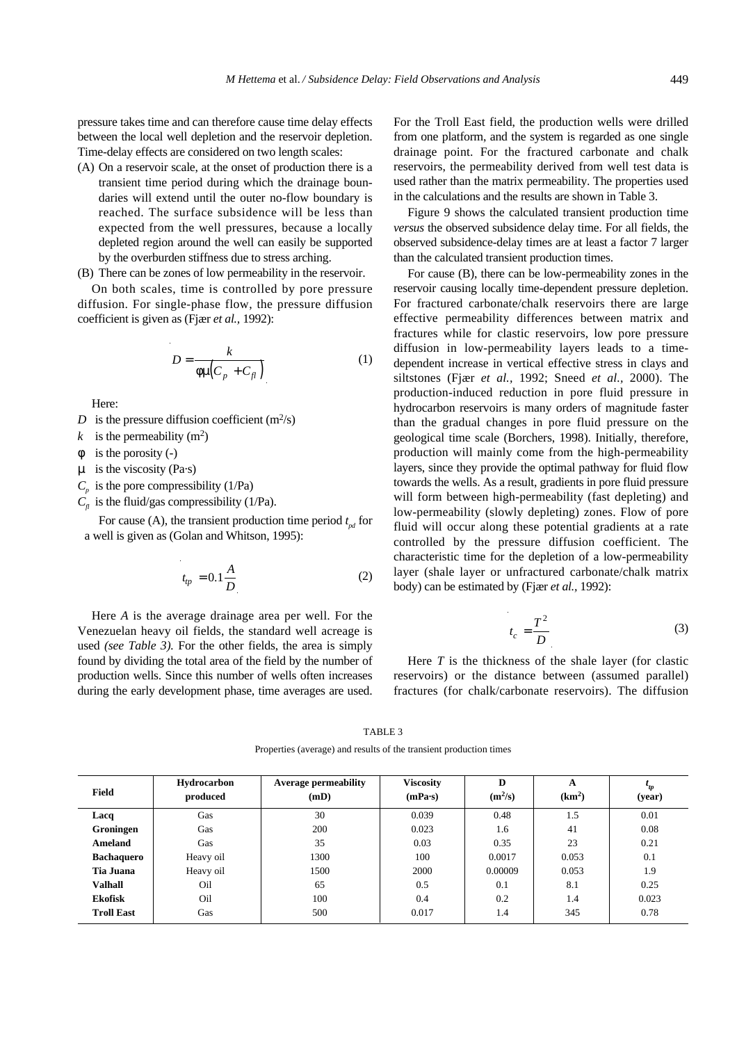pressure takes time and can therefore cause time delay effects between the local well depletion and the reservoir depletion. Time-delay effects are considered on two length scales:

(A) On a reservoir scale, at the onset of production there is a transient time period during which the drainage boundaries will extend until the outer no-flow boundary is reached. The surface subsidence will be less than expected from the well pressures, because a locally depleted region around the well can easily be supported by the overburden stiffness due to stress arching.

(B) There can be zones of low permeability in the reservoir.

On both scales, time is controlled by pore pressure diffusion. For single-phase flow, the pressure diffusion coefficient is given as (Fjær *et al.*, 1992):

$$D = \frac{k}{\phi\mu\left(C_p + C_{fl}\right)} \tag{1}$$

Here:

$D$ is the pressure diffusion coefficient (m$^2$/s)

$k$ is the permeability (m$^2$)

$\phi$ is the porosity (-)

$\mu$ is the viscosity (Pa·s)

$C_p$ is the pore compressibility (1/Pa)

$C_{fl}$ is the fluid/gas compressibility (1/Pa).

For cause (A), the transient production time period $t_{pd}$ for a well is given as (Golan and Whitson, 1995):

$$t_{tp} = 0.1\frac{A}{D} \tag{2}$$

Here $A$ is the average drainage area per well. For the Venezuelan heavy oil fields, the standard well acreage is used *(see Table 3).* For the other fields, the area is simply found by dividing the total area of the field by the number of production wells. Since this number of wells often increases during the early development phase, time averages are used.

For the Troll East field, the production wells were drilled from one platform, and the system is regarded as one single drainage point. For the fractured carbonate and chalk reservoirs, the permeability derived from well test data is used rather than the matrix permeability. The properties used in the calculations and the results are shown in Table 3.

Figure 9 shows the calculated transient production time *versus* the observed subsidence delay time. For all fields, the observed subsidence-delay times are at least a factor 7 larger than the calculated transient production times.

For cause (B), there can be low-permeability zones in the reservoir causing locally time-dependent pressure depletion. For fractured carbonate/chalk reservoirs there are large effective permeability differences between matrix and fractures while for clastic reservoirs, low pore pressure diffusion in low-permeability layers leads to a time-dependent increase in vertical effective stress in clays and siltstones (Fjær *et al.,* 1992; Sneed *et al.,* 2000). The production-induced reduction in pore fluid pressure in hydrocarbon reservoirs is many orders of magnitude faster than the gradual changes in pore fluid pressure on the geological time scale (Borchers, 1998). Initially, therefore, production will mainly come from the high-permeability layers, since they provide the optimal pathway for fluid flow towards the wells. As a result, gradients in pore fluid pressure will form between high-permeability (fast depleting) and low-permeability (slowly depleting) zones. Flow of pore fluid will occur along these potential gradients at a rate controlled by the pressure diffusion coefficient. The characteristic time for the depletion of a low-permeability layer (shale layer or unfractured carbonate/chalk matrix body) can be estimated by (Fjær *et al.,* 1992):

$$t_c = \frac{T^2}{D} \tag{3}$$

Here $T$ is the thickness of the shale layer (for clastic reservoirs) or the distance between (assumed parallel) fractures (for chalk/carbonate reservoirs). The diffusion

TABLE 3

Properties (average) and results of the transient production times

| Field | Hydrocarbon produced | Average permeability (mD) | Viscosity (mPa·s) | D (m$^2$/s) | A (km$^2$) | $t_{tp}$ (year) |
|---|---|---|---|---|---|---|
| **Lacq** | Gas | 30 | 0.039 | 0.48 | 1.5 | 0.01 |
| **Groningen** | Gas | 200 | 0.023 | 1.6 | 41 | 0.08 |
| **Ameland** | Gas | 35 | 0.03 | 0.35 | 23 | 0.21 |
| **Bachaquero** | Heavy oil | 1300 | 100 | 0.0017 | 0.053 | 0.1 |
| **Tia Juana** | Heavy oil | 1500 | 2000 | 0.00009 | 0.053 | 1.9 |
| **Valhall** | Oil | 65 | 0.5 | 0.1 | 8.1 | 0.25 |
| **Ekofisk** | Oil | 100 | 0.4 | 0.2 | 1.4 | 0.023 |
| **Troll East** | Gas | 500 | 0.017 | 1.4 | 345 | 0.78 |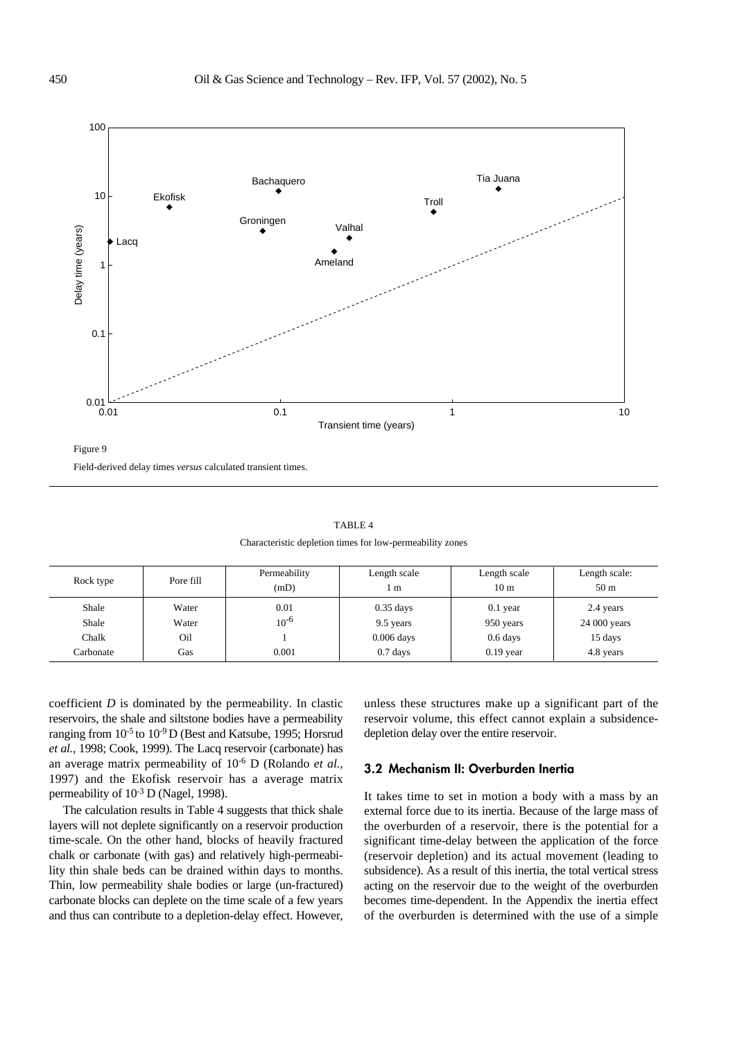Figure 9

Field-derived delay times *versus* calculated transient times.

TABLE 4

Characteristic depletion times for low-permeability zones

| Rock type | Pore fill | Permeability (mD) | Length scale 1 m | Length scale 10 m | Length scale: 50 m |
|---|---|---|---|---|---|
| Shale | Water | 0.01 | 0.35 days | 0.1 year | 2.4 years |
| Shale | Water | $10^{-6}$ | 9.5 years | 950 years | 24 000 years |
| Chalk | Oil | 1 | 0.006 days | 0.6 days | 15 days |
| Carbonate | Gas | 0.001 | 0.7 days | 0.19 year | 4.8 years |

coefficient *D* is dominated by the permeability. In clastic reservoirs, the shale and siltstone bodies have a permeability ranging from $10^{-5}$ to $10^{-9}$ D (Best and Katsube, 1995; Horsrud *et al.*, 1998; Cook, 1999). The Lacq reservoir (carbonate) has an average matrix permeability of $10^{-6}$ D (Rolando *et al.*, 1997) and the Ekofisk reservoir has a average matrix permeability of $10^{-3}$ D (Nagel, 1998).

The calculation results in Table 4 suggests that thick shale layers will not deplete significantly on a reservoir production time-scale. On the other hand, blocks of heavily fractured chalk or carbonate (with gas) and relatively high-permeability thin shale beds can be drained within days to months. Thin, low permeability shale bodies or large (un-fractured) carbonate blocks can deplete on the time scale of a few years and thus can contribute to a depletion-delay effect. However, unless these structures make up a significant part of the reservoir volume, this effect cannot explain a subsidence-depletion delay over the entire reservoir.

### 3.2 Mechanism II: Overburden Inertia

It takes time to set in motion a body with a mass by an external force due to its inertia. Because of the large mass of the overburden of a reservoir, there is the potential for a significant time-delay between the application of the force (reservoir depletion) and its actual movement (leading to subsidence). As a result of this inertia, the total vertical stress acting on the reservoir due to the weight of the overburden becomes time-dependent. In the Appendix the inertia effect of the overburden is determined with the use of a simple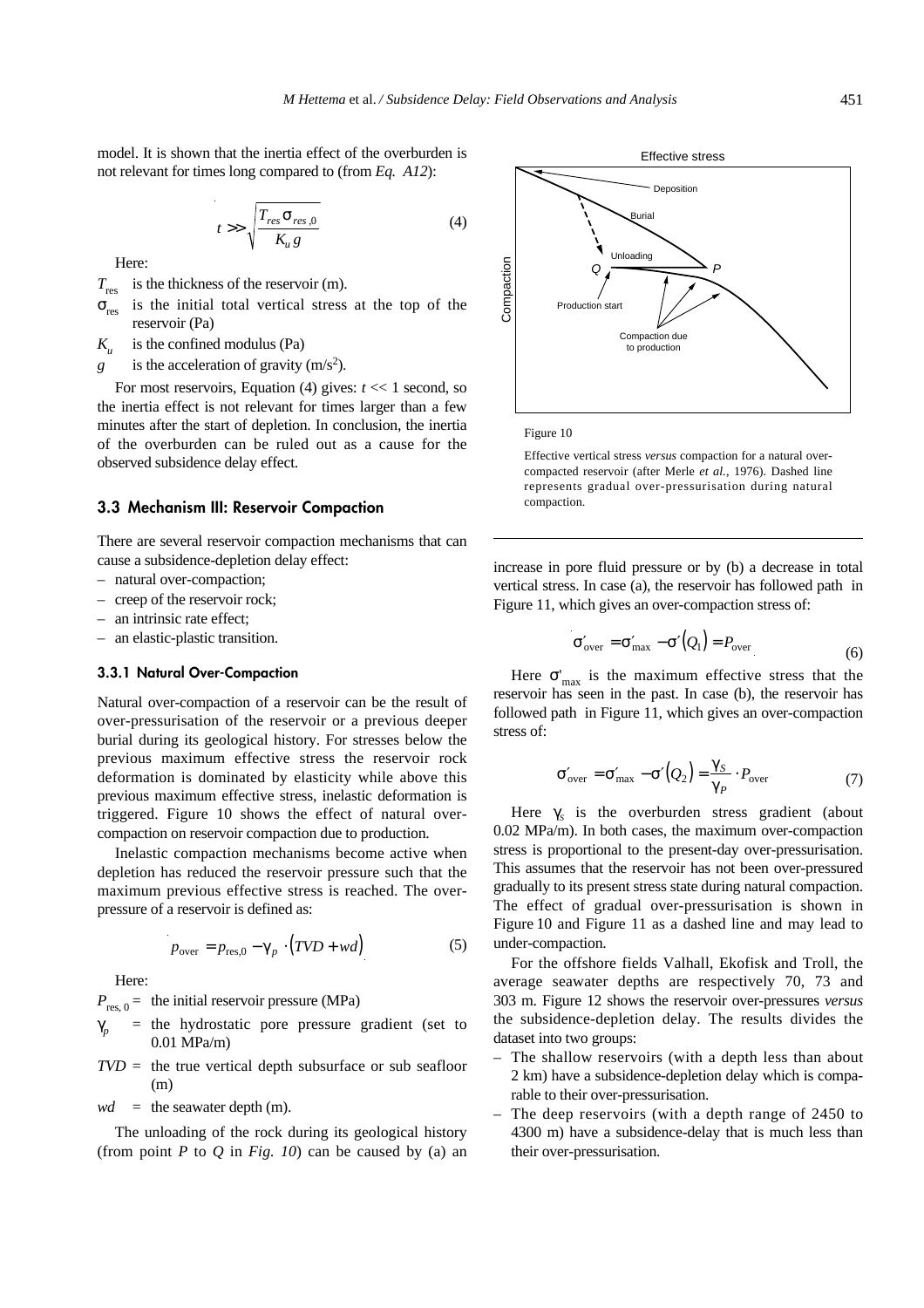model. It is shown that the inertia effect of the overburden is not relevant for times long compared to (from *Eq. A12*):

$$t \gg \sqrt{\frac{T_{res}\,\sigma_{res,0}}{K_u\,g}} \tag{4}$$

Here:

$T_{res}$ is the thickness of the reservoir (m).

$\sigma_{res}$ is the initial total vertical stress at the top of the reservoir (Pa)

$K_u$ is the confined modulus (Pa)

$g$ is the acceleration of gravity (m/s$^2$).

For most reservoirs, Equation (4) gives: $t \ll 1$ second, so the inertia effect is not relevant for times larger than a few minutes after the start of depletion. In conclusion, the inertia of the overburden can be ruled out as a cause for the observed subsidence delay effect.

### 3.3 Mechanism III: Reservoir Compaction

There are several reservoir compaction mechanisms that can cause a subsidence-depletion delay effect:

- natural over-compaction;
- creep of the reservoir rock;
- an intrinsic rate effect;
- an elastic-plastic transition.

#### 3.3.1 Natural Over-Compaction

Natural over-compaction of a reservoir can be the result of over-pressurisation of the reservoir or a previous deeper burial during its geological history. For stresses below the previous maximum effective stress the reservoir rock deformation is dominated by elasticity while above this previous maximum effective stress, inelastic deformation is triggered. Figure 10 shows the effect of natural over-compaction on reservoir compaction due to production.

Inelastic compaction mechanisms become active when depletion has reduced the reservoir pressure such that the maximum previous effective stress is reached. The over-pressure of a reservoir is defined as:

$$p_{\text{over}} = p_{\text{res},0} - \gamma_p \cdot (TVD + wd) \tag{5}$$

Here:

$P_{\text{res},0}$ = the initial reservoir pressure (MPa)

$\gamma_p$ = the hydrostatic pore pressure gradient (set to 0.01 MPa/m)

$TVD$ = the true vertical depth subsurface or sub seafloor (m)

$wd$ = the seawater depth (m).

The unloading of the rock during its geological history (from point *P* to *Q* in *Fig. 10*) can be caused by (a) an increase in pore fluid pressure or by (b) a decrease in total vertical stress. In case (a), the reservoir has followed path in Figure 11, which gives an over-compaction stress of:

$$\sigma'_{\text{over}} = \sigma'_{\text{max}} - \sigma'(Q_1) = P_{\text{over}} \tag{6}$$

Figure 10

Effective vertical stress *versus* compaction for a natural over-compacted reservoir (after Merle *et al.*, 1976). Dashed line represents gradual over-pressurisation during natural compaction.

Here $\sigma'_{\text{max}}$ is the maximum effective stress that the reservoir has seen in the past. In case (b), the reservoir has followed path in Figure 11, which gives an over-compaction stress of:

$$\sigma'_{\text{over}} = \sigma'_{\text{max}} - \sigma'(Q_2) = \frac{\gamma_S}{\gamma_P} \cdot P_{\text{over}} \tag{7}$$

Here $\gamma_S$ is the overburden stress gradient (about 0.02 MPa/m). In both cases, the maximum over-compaction stress is proportional to the present-day over-pressurisation. This assumes that the reservoir has not been over-pressured gradually to its present stress state during natural compaction. The effect of gradual over-pressurisation is shown in Figure 10 and Figure 11 as a dashed line and may lead to under-compaction.

For the offshore fields Valhall, Ekofisk and Troll, the average seawater depths are respectively 70, 73 and 303 m. Figure 12 shows the reservoir over-pressures *versus* the subsidence-depletion delay. The results divides the dataset into two groups:

- The shallow reservoirs (with a depth less than about 2 km) have a subsidence-depletion delay which is comparable to their over-pressurisation.
- The deep reservoirs (with a depth range of 2450 to 4300 m) have a subsidence-delay that is much less than their over-pressurisation.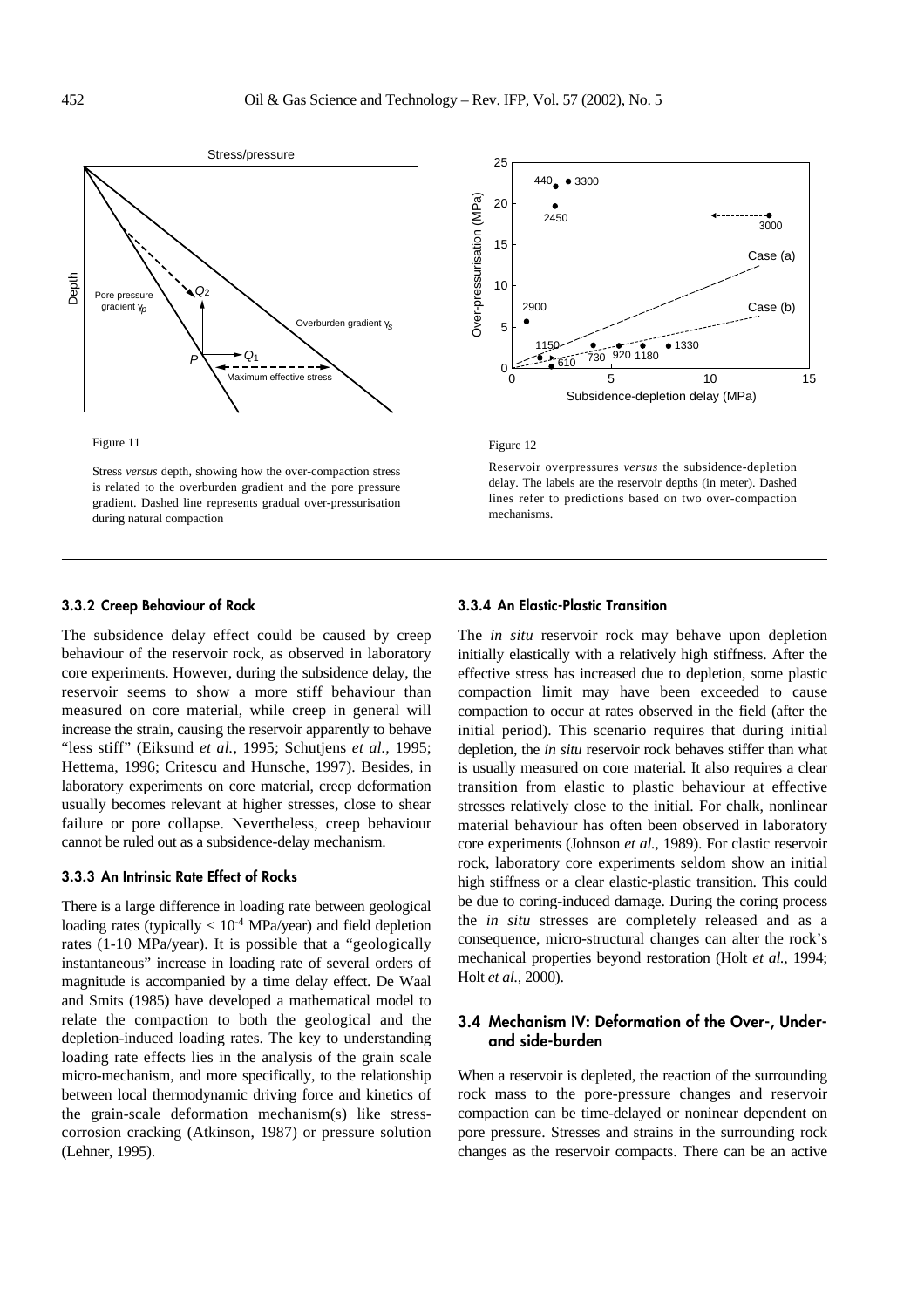Figure 11

Stress *versus* depth, showing how the over-compaction stress is related to the overburden gradient and the pore pressure gradient. Dashed line represents gradual over-pressurisation during natural compaction

Figure 12

Reservoir overpressures *versus* the subsidence-depletion delay. The labels are the reservoir depths (in meter). Dashed lines refer to predictions based on two over-compaction mechanisms.

### 3.3.2 Creep Behaviour of Rock

The subsidence delay effect could be caused by creep behaviour of the reservoir rock, as observed in laboratory core experiments. However, during the subsidence delay, the reservoir seems to show a more stiff behaviour than measured on core material, while creep in general will increase the strain, causing the reservoir apparently to behave "less stiff" (Eiksund *et al.,* 1995; Schutjens *et al.,* 1995; Hettema, 1996; Critescu and Hunsche, 1997). Besides, in laboratory experiments on core material, creep deformation usually becomes relevant at higher stresses, close to shear failure or pore collapse. Nevertheless, creep behaviour cannot be ruled out as a subsidence-delay mechanism.

### 3.3.3 An Intrinsic Rate Effect of Rocks

There is a large difference in loading rate between geological loading rates (typically $< 10^{-4}$ MPa/year) and field depletion rates (1-10 MPa/year). It is possible that a "geologically instantaneous" increase in loading rate of several orders of magnitude is accompanied by a time delay effect. De Waal and Smits (1985) have developed a mathematical model to relate the compaction to both the geological and the depletion-induced loading rates. The key to understanding loading rate effects lies in the analysis of the grain scale micro-mechanism, and more specifically, to the relationship between local thermodynamic driving force and kinetics of the grain-scale deformation mechanism(s) like stress-corrosion cracking (Atkinson, 1987) or pressure solution (Lehner, 1995).

### 3.3.4 An Elastic-Plastic Transition

The *in situ* reservoir rock may behave upon depletion initially elastically with a relatively high stiffness. After the effective stress has increased due to depletion, some plastic compaction limit may have been exceeded to cause compaction to occur at rates observed in the field (after the initial period). This scenario requires that during initial depletion, the *in situ* reservoir rock behaves stiffer than what is usually measured on core material. It also requires a clear transition from elastic to plastic behaviour at effective stresses relatively close to the initial. For chalk, nonlinear material behaviour has often been observed in laboratory core experiments (Johnson *et al.,* 1989). For clastic reservoir rock, laboratory core experiments seldom show an initial high stiffness or a clear elastic-plastic transition. This could be due to coring-induced damage. During the coring process the *in situ* stresses are completely released and as a consequence, micro-structural changes can alter the rock's mechanical properties beyond restoration (Holt *et al.,* 1994; Holt *et al.,* 2000).

## 3.4 Mechanism IV: Deformation of the Over-, Under- and side-burden

When a reservoir is depleted, the reaction of the surrounding rock mass to the pore-pressure changes and reservoir compaction can be time-delayed or noninear dependent on pore pressure. Stresses and strains in the surrounding rock changes as the reservoir compacts. There can be an active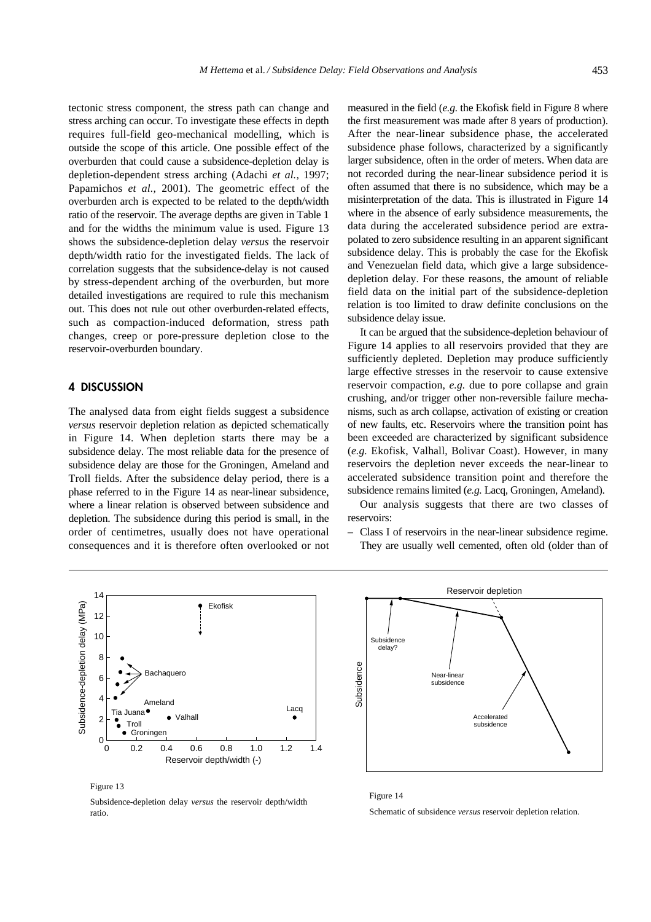tectonic stress component, the stress path can change and stress arching can occur. To investigate these effects in depth requires full-field geo-mechanical modelling, which is outside the scope of this article. One possible effect of the overburden that could cause a subsidence-depletion delay is depletion-dependent stress arching (Adachi *et al.,* 1997; Papamichos *et al.,* 2001). The geometric effect of the overburden arch is expected to be related to the depth/width ratio of the reservoir. The average depths are given in Table 1 and for the widths the minimum value is used. Figure 13 shows the subsidence-depletion delay *versus* the reservoir depth/width ratio for the investigated fields. The lack of correlation suggests that the subsidence-delay is not caused by stress-dependent arching of the overburden, but more detailed investigations are required to rule this mechanism out. This does not rule out other overburden-related effects, such as compaction-induced deformation, stress path changes, creep or pore-pressure depletion close to the reservoir-overburden boundary.

## 4 DISCUSSION

The analysed data from eight fields suggest a subsidence *versus* reservoir depletion relation as depicted schematically in Figure 14. When depletion starts there may be a subsidence delay. The most reliable data for the presence of subsidence delay are those for the Groningen, Ameland and Troll fields. After the subsidence delay period, there is a phase referred to in the Figure 14 as near-linear subsidence, where a linear relation is observed between subsidence and depletion. The subsidence during this period is small, in the order of centimetres, usually does not have operational consequences and it is therefore often overlooked or not measured in the field (*e.g.* the Ekofisk field in Figure 8 where the first measurement was made after 8 years of production). After the near-linear subsidence phase, the accelerated subsidence phase follows, characterized by a significantly larger subsidence, often in the order of meters. When data are not recorded during the near-linear subsidence period it is often assumed that there is no subsidence, which may be a misinterpretation of the data. This is illustrated in Figure 14 where in the absence of early subsidence measurements, the data during the accelerated subsidence period are extrapolated to zero subsidence resulting in an apparent significant subsidence delay. This is probably the case for the Ekofisk and Venezuelan field data, which give a large subsidence-depletion delay. For these reasons, the amount of reliable field data on the initial part of the subsidence-depletion relation is too limited to draw definite conclusions on the subsidence delay issue.

It can be argued that the subsidence-depletion behaviour of Figure 14 applies to all reservoirs provided that they are sufficiently depleted. Depletion may produce sufficiently large effective stresses in the reservoir to cause extensive reservoir compaction, *e.g.* due to pore collapse and grain crushing, and/or trigger other non-reversible failure mechanisms, such as arch collapse, activation of existing or creation of new faults, etc. Reservoirs where the transition point has been exceeded are characterized by significant subsidence (*e.g.* Ekofisk, Valhall, Bolivar Coast). However, in many reservoirs the depletion never exceeds the near-linear to accelerated subsidence transition point and therefore the subsidence remains limited (*e.g.* Lacq, Groningen, Ameland).

Our analysis suggests that there are two classes of reservoirs:

– Class I of reservoirs in the near-linear subsidence regime. They are usually well cemented, often old (older than of

Figure 13

Subsidence-depletion delay *versus* the reservoir depth/width ratio.

Figure 14

Schematic of subsidence *versus* reservoir depletion relation.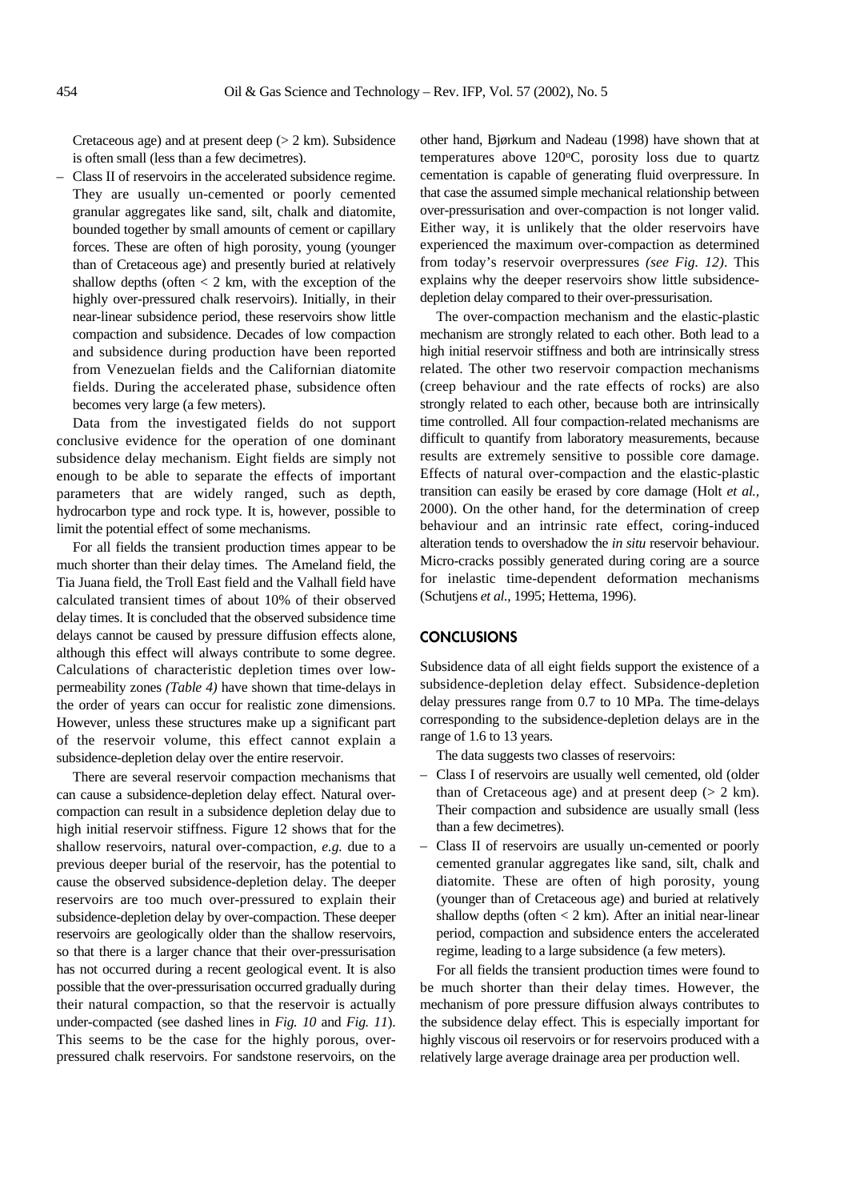Cretaceous age) and at present deep (> 2 km). Subsidence is often small (less than a few decimetres).

– Class II of reservoirs in the accelerated subsidence regime. They are usually un-cemented or poorly cemented granular aggregates like sand, silt, chalk and diatomite, bounded together by small amounts of cement or capillary forces. These are often of high porosity, young (younger than of Cretaceous age) and presently buried at relatively shallow depths (often < 2 km, with the exception of the highly over-pressured chalk reservoirs). Initially, in their near-linear subsidence period, these reservoirs show little compaction and subsidence. Decades of low compaction and subsidence during production have been reported from Venezuelan fields and the Californian diatomite fields. During the accelerated phase, subsidence often becomes very large (a few meters).

Data from the investigated fields do not support conclusive evidence for the operation of one dominant subsidence delay mechanism. Eight fields are simply not enough to be able to separate the effects of important parameters that are widely ranged, such as depth, hydrocarbon type and rock type. It is, however, possible to limit the potential effect of some mechanisms.

For all fields the transient production times appear to be much shorter than their delay times. The Ameland field, the Tia Juana field, the Troll East field and the Valhall field have calculated transient times of about 10% of their observed delay times. It is concluded that the observed subsidence time delays cannot be caused by pressure diffusion effects alone, although this effect will always contribute to some degree. Calculations of characteristic depletion times over low-permeability zones *(Table 4)* have shown that time-delays in the order of years can occur for realistic zone dimensions. However, unless these structures make up a significant part of the reservoir volume, this effect cannot explain a subsidence-depletion delay over the entire reservoir.

There are several reservoir compaction mechanisms that can cause a subsidence-depletion delay effect. Natural over-compaction can result in a subsidence depletion delay due to high initial reservoir stiffness. Figure 12 shows that for the shallow reservoirs, natural over-compaction, *e.g.* due to a previous deeper burial of the reservoir, has the potential to cause the observed subsidence-depletion delay. The deeper reservoirs are too much over-pressured to explain their subsidence-depletion delay by over-compaction. These deeper reservoirs are geologically older than the shallow reservoirs, so that there is a larger chance that their over-pressurisation has not occurred during a recent geological event. It is also possible that the over-pressurisation occurred gradually during their natural compaction, so that the reservoir is actually under-compacted (see dashed lines in *Fig. 10* and *Fig. 11*). This seems to be the case for the highly porous, over-pressured chalk reservoirs. For sandstone reservoirs, on the other hand, Bjørkum and Nadeau (1998) have shown that at temperatures above 120°C, porosity loss due to quartz cementation is capable of generating fluid overpressure. In that case the assumed simple mechanical relationship between over-pressurisation and over-compaction is not longer valid. Either way, it is unlikely that the older reservoirs have experienced the maximum over-compaction as determined from today's reservoir overpressures *(see Fig. 12)*. This explains why the deeper reservoirs show little subsidence-depletion delay compared to their over-pressurisation.

The over-compaction mechanism and the elastic-plastic mechanism are strongly related to each other. Both lead to a high initial reservoir stiffness and both are intrinsically stress related. The other two reservoir compaction mechanisms (creep behaviour and the rate effects of rocks) are also strongly related to each other, because both are intrinsically time controlled. All four compaction-related mechanisms are difficult to quantify from laboratory measurements, because results are extremely sensitive to possible core damage. Effects of natural over-compaction and the elastic-plastic transition can easily be erased by core damage (Holt *et al.,* 2000). On the other hand, for the determination of creep behaviour and an intrinsic rate effect, coring-induced alteration tends to overshadow the *in situ* reservoir behaviour. Micro-cracks possibly generated during coring are a source for inelastic time-dependent deformation mechanisms (Schutjens *et al.,* 1995; Hettema, 1996).

## CONCLUSIONS

Subsidence data of all eight fields support the existence of a subsidence-depletion delay effect. Subsidence-depletion delay pressures range from 0.7 to 10 MPa. The time-delays corresponding to the subsidence-depletion delays are in the range of 1.6 to 13 years.

The data suggests two classes of reservoirs:

– Class I of reservoirs are usually well cemented, old (older than of Cretaceous age) and at present deep (> 2 km). Their compaction and subsidence are usually small (less than a few decimetres).
– Class II of reservoirs are usually un-cemented or poorly cemented granular aggregates like sand, silt, chalk and diatomite. These are often of high porosity, young (younger than of Cretaceous age) and buried at relatively shallow depths (often < 2 km). After an initial near-linear period, compaction and subsidence enters the accelerated regime, leading to a large subsidence (a few meters).

For all fields the transient production times were found to be much shorter than their delay times. However, the mechanism of pore pressure diffusion always contributes to the subsidence delay effect. This is especially important for highly viscous oil reservoirs or for reservoirs produced with a relatively large average drainage area per production well.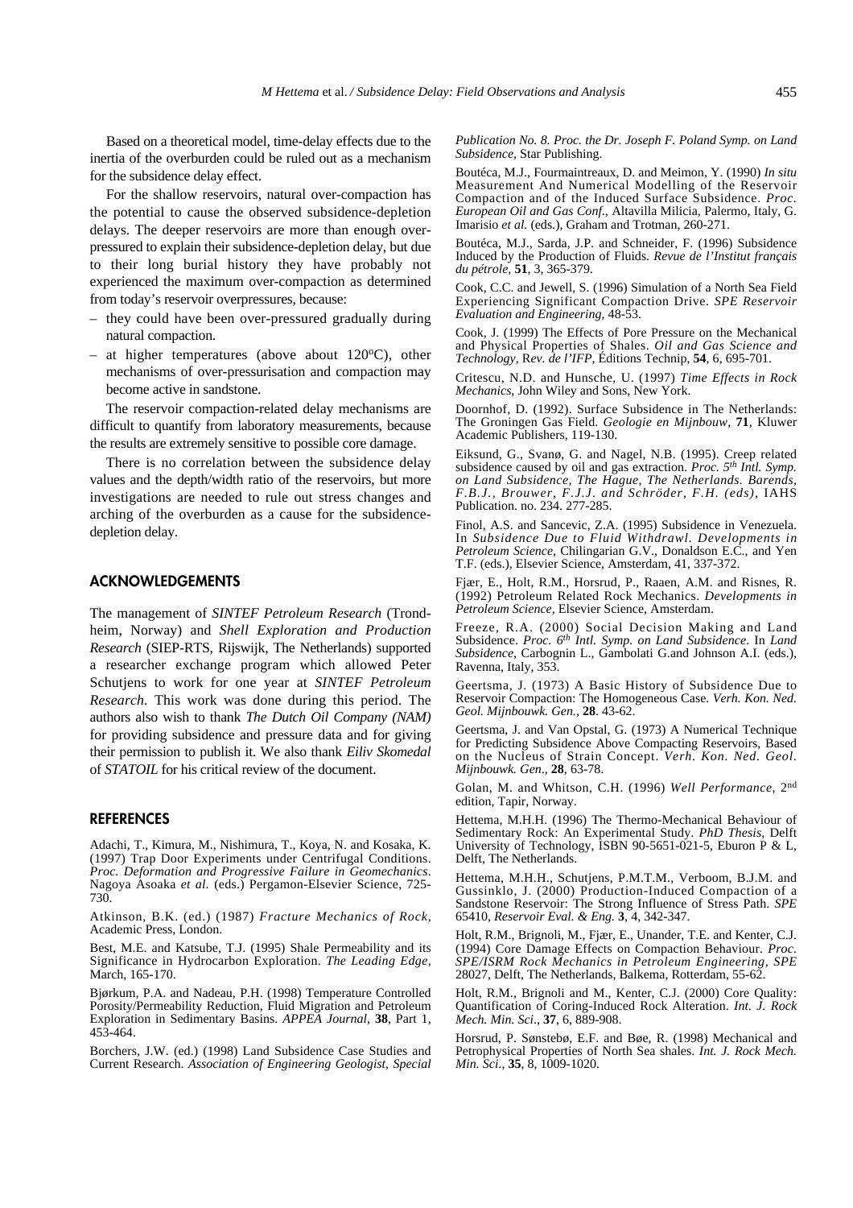Based on a theoretical model, time-delay effects due to the inertia of the overburden could be ruled out as a mechanism for the subsidence delay effect.

For the shallow reservoirs, natural over-compaction has the potential to cause the observed subsidence-depletion delays. The deeper reservoirs are more than enough over-pressured to explain their subsidence-depletion delay, but due to their long burial history they have probably not experienced the maximum over-compaction as determined from today's reservoir overpressures, because:

- they could have been over-pressured gradually during natural compaction.
- at higher temperatures (above about 120°C), other mechanisms of over-pressurisation and compaction may become active in sandstone.

The reservoir compaction-related delay mechanisms are difficult to quantify from laboratory measurements, because the results are extremely sensitive to possible core damage.

There is no correlation between the subsidence delay values and the depth/width ratio of the reservoirs, but more investigations are needed to rule out stress changes and arching of the overburden as a cause for the subsidence-depletion delay.

## ACKNOWLEDGEMENTS

The management of *SINTEF Petroleum Research* (Trondheim, Norway) and *Shell Exploration and Production Research* (SIEP-RTS, Rijswijk, The Netherlands) supported a researcher exchange program which allowed Peter Schutjens to work for one year at *SINTEF Petroleum Research*. This work was done during this period. The authors also wish to thank *The Dutch Oil Company (NAM)* for providing subsidence and pressure data and for giving their permission to publish it. We also thank *Eiliv Skomedal* of *STATOIL* for his critical review of the document.

## REFERENCES

Adachi, T., Kimura, M., Nishimura, T., Koya, N. and Kosaka, K. (1997) Trap Door Experiments under Centrifugal Conditions. *Proc. Deformation and Progressive Failure in Geomechanics*. Nagoya Asoaka *et al.* (eds.) Pergamon-Elsevier Science, 725-730.

Atkinson, B.K. (ed.) (1987) *Fracture Mechanics of Rock*, Academic Press, London.

Best, M.E. and Katsube, T.J. (1995) Shale Permeability and its Significance in Hydrocarbon Exploration. *The Leading Edge*, March, 165-170.

Bjørkum, P.A. and Nadeau, P.H. (1998) Temperature Controlled Porosity/Permeability Reduction, Fluid Migration and Petroleum Exploration in Sedimentary Basins. *APPEA Journal*, **38**, Part 1, 453-464.

Borchers, J.W. (ed.) (1998) Land Subsidence Case Studies and Current Research. *Association of Engineering Geologist, Special Publication No. 8. Proc. the Dr. Joseph F. Poland Symp. on Land Subsidence*, Star Publishing.

Boutéca, M.J., Fourmaintreaux, D. and Meimon, Y. (1990) *In situ* Measurement And Numerical Modelling of the Reservoir Compaction and of the Induced Surface Subsidence. *Proc. European Oil and Gas Conf.*, Altavilla Milicia, Palermo, Italy, G. Imarisio *et al.* (eds.), Graham and Trotman, 260-271.

Boutéca, M.J., Sarda, J.P. and Schneider, F. (1996) Subsidence Induced by the Production of Fluids. *Revue de l'Institut français du pétrole*, **51**, 3, 365-379.

Cook, C.C. and Jewell, S. (1996) Simulation of a North Sea Field Experiencing Significant Compaction Drive. *SPE Reservoir Evaluation and Engineering*, 48-53.

Cook, J. (1999) The Effects of Pore Pressure on the Mechanical and Physical Properties of Shales. *Oil and Gas Science and Technology*, R*ev. de l'IFP*, Éditions Technip, **54**, 6, 695-701.

Critescu, N.D. and Hunsche, U. (1997) *Time Effects in Rock Mechanics*, John Wiley and Sons, New York.

Doornhof, D. (1992). Surface Subsidence in The Netherlands: The Groningen Gas Field. *Geologie en Mijnbouw*, **71**, Kluwer Academic Publishers, 119-130.

Eiksund, G., Svanø, G. and Nagel, N.B. (1995). Creep related subsidence caused by oil and gas extraction. *Proc. 5th Intl. Symp. on Land Subsidence, The Hague, The Netherlands. Barends, F.B.J., Brouwer, F.J.J. and Schröder, F.H. (eds)*, IAHS Publication. no. 234. 277-285.

Finol, A.S. and Sancevic, Z.A. (1995) Subsidence in Venezuela. In *Subsidence Due to Fluid Withdrawl. Developments in Petroleum Science*, Chilingarian G.V., Donaldson E.C., and Yen T.F. (eds.), Elsevier Science, Amsterdam, 41, 337-372.

Fjær, E., Holt, R.M., Horsrud, P., Raaen, A.M. and Risnes, R. (1992) Petroleum Related Rock Mechanics. *Developments in Petroleum Science,* Elsevier Science, Amsterdam.

Freeze, R.A. (2000) Social Decision Making and Land Subsidence. *Proc. 6th Intl. Symp. on Land Subsidence*. In *Land Subsidence*, Carbognin L., Gambolati G.and Johnson A.I. (eds.), Ravenna, Italy, 353.

Geertsma, J. (1973) A Basic History of Subsidence Due to Reservoir Compaction: The Homogeneous Case. *Verh. Kon. Ned. Geol. Mijnbouwk. Gen.*, **28**. 43-62.

Geertsma, J. and Van Opstal, G. (1973) A Numerical Technique for Predicting Subsidence Above Compacting Reservoirs, Based on the Nucleus of Strain Concept. *Verh. Kon. Ned. Geol. Mijnbouwk. Gen.*, **28**, 63-78.

Golan, M. and Whitson, C.H. (1996) *Well Performance*, 2nd edition, Tapir, Norway.

Hettema, M.H.H. (1996) The Thermo-Mechanical Behaviour of Sedimentary Rock: An Experimental Study. *PhD Thesis*, Delft University of Technology, ISBN 90-5651-021-5, Eburon P & L, Delft, The Netherlands.

Hettema, M.H.H., Schutjens, P.M.T.M., Verboom, B.J.M. and Gussinklo, J. (2000) Production-Induced Compaction of a Sandstone Reservoir: The Strong Influence of Stress Path. *SPE* 65410, *Reservoir Eval. & Eng.* **3**, 4, 342-347.

Holt, R.M., Brignoli, M., Fjær, E., Unander, T.E. and Kenter, C.J. (1994) Core Damage Effects on Compaction Behaviour. *Proc. SPE/ISRM Rock Mechanics in Petroleum Engineering, SPE* 28027, Delft, The Netherlands, Balkema, Rotterdam, 55-62.

Holt, R.M., Brignoli and M., Kenter, C.J. (2000) Core Quality: Quantification of Coring-Induced Rock Alteration. *Int. J. Rock Mech. Min. Sci.*, **37**, 6, 889-908.

Horsrud, P. Sønstebø, E.F. and Bøe, R. (1998) Mechanical and Petrophysical Properties of North Sea shales. *Int. J. Rock Mech. Min. Sci.*, **35**, 8, 1009-1020.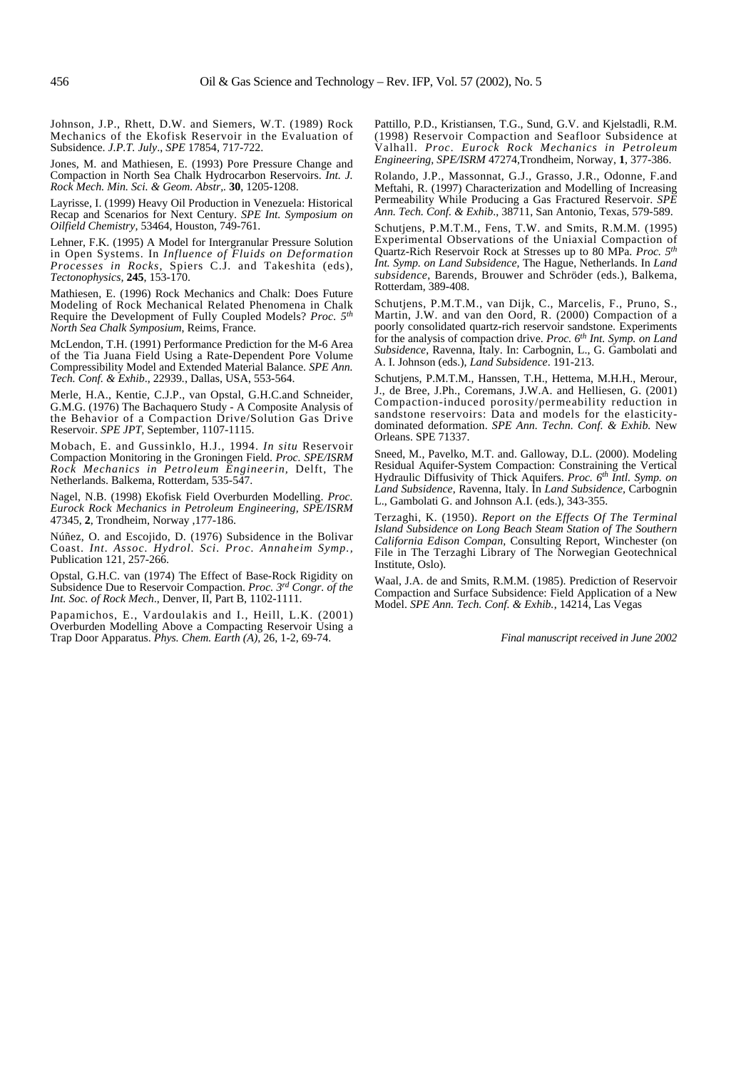Johnson, J.P., Rhett, D.W. and Siemers, W.T. (1989) Rock Mechanics of the Ekofisk Reservoir in the Evaluation of Subsidence. *J.P.T. July*., *SPE* 17854, 717-722.

Jones, M. and Mathiesen, E. (1993) Pore Pressure Change and Compaction in North Sea Chalk Hydrocarbon Reservoirs. *Int. J. Rock Mech. Min. Sci. & Geom. Abstr*,. **30**, 1205-1208.

Layrisse, I. (1999) Heavy Oil Production in Venezuela: Historical Recap and Scenarios for Next Century. *SPE Int. Symposium on Oilfield Chemistry*, 53464, Houston, 749-761.

Lehner, F.K. (1995) A Model for Intergranular Pressure Solution in Open Systems. In *Influence of Fluids on Deformation Processes in Rocks*, Spiers C.J. and Takeshita (eds), *Tectonophysics*, **245**, 153-170.

Mathiesen, E. (1996) Rock Mechanics and Chalk: Does Future Modeling of Rock Mechanical Related Phenomena in Chalk Require the Development of Fully Coupled Models? *Proc. 5th North Sea Chalk Symposium*, Reims, France.

McLendon, T.H. (1991) Performance Prediction for the M-6 Area of the Tia Juana Field Using a Rate-Dependent Pore Volume Compressibility Model and Extended Material Balance. *SPE Ann. Tech. Conf. & Exhib*., 22939., Dallas, USA, 553-564.

Merle, H.A., Kentie, C.J.P., van Opstal, G.H.C.and Schneider, G.M.G. (1976) The Bachaquero Study - A Composite Analysis of the Behavior of a Compaction Drive/Solution Gas Drive Reservoir. *SPE JPT*, September, 1107-1115.

Mobach, E. and Gussinklo, H.J., 1994. *In situ* Reservoir Compaction Monitoring in the Groningen Field. *Proc. SPE/ISRM Rock Mechanics in Petroleum Engineerin*, Delft, The Netherlands. Balkema, Rotterdam, 535-547.

Nagel, N.B. (1998) Ekofisk Field Overburden Modelling. *Proc. Eurock Rock Mechanics in Petroleum Engineering, SPE/ISRM* 47345, **2**, Trondheim, Norway ,177-186.

Núñez, O. and Escojido, D. (1976) Subsidence in the Bolivar Coast. *Int. Assoc. Hydrol. Sci. Proc. Annaheim Symp.*, Publication 121, 257-266.

Opstal, G.H.C. van (1974) The Effect of Base-Rock Rigidity on Subsidence Due to Reservoir Compaction. *Proc. 3rd Congr. of the Int. Soc. of Rock Mech*., Denver, II, Part B, 1102-1111.

Papamichos, E., Vardoulakis and I., Heill, L.K. (2001) Overburden Modelling Above a Compacting Reservoir Using a Trap Door Apparatus. *Phys. Chem. Earth (A)*, 26, 1-2, 69-74.

Pattillo, P.D., Kristiansen, T.G., Sund, G.V. and Kjelstadli, R.M. (1998) Reservoir Compaction and Seafloor Subsidence at Valhall. *Proc. Eurock Rock Mechanics in Petroleum Engineering, SPE/ISRM* 47274,Trondheim, Norway, **1**, 377-386.

Rolando, J.P., Massonnat, G.J., Grasso, J.R., Odonne, F.and Meftahi, R. (1997) Characterization and Modelling of Increasing Permeability While Producing a Gas Fractured Reservoir. *SPE Ann. Tech. Conf. & Exhib*., 38711, San Antonio, Texas, 579-589.

Schutjens, P.M.T.M., Fens, T.W. and Smits, R.M.M. (1995) Experimental Observations of the Uniaxial Compaction of Quartz-Rich Reservoir Rock at Stresses up to 80 MPa. *Proc. 5th Int. Symp. on Land Subsidence*, The Hague, Netherlands. In *Land subsidence*, Barends, Brouwer and Schröder (eds.), Balkema, Rotterdam, 389-408.

Schutjens, P.M.T.M., van Dijk, C., Marcelis, F., Pruno, S., Martin, J.W. and van den Oord, R. (2000) Compaction of a poorly consolidated quartz-rich reservoir sandstone. Experiments for the analysis of compaction drive. *Proc. 6th Int. Symp. on Land Subsidence*, Ravenna, Italy. In: Carbognin, L., G. Gambolati and A. I. Johnson (eds.), *Land Subsidence*. 191-213.

Schutjens, P.M.T.M., Hanssen, T.H., Hettema, M.H.H., Merour, J., de Bree, J.Ph., Coremans, J.W.A. and Helliesen, G. (2001) Compaction-induced porosity/permeability reduction in sandstone reservoirs: Data and models for the elasticity-dominated deformation. *SPE Ann. Techn. Conf. & Exhib.* New Orleans. SPE 71337.

Sneed, M., Pavelko, M.T. and. Galloway, D.L. (2000). Modeling Residual Aquifer-System Compaction: Constraining the Vertical Hydraulic Diffusivity of Thick Aquifers. *Proc. 6th Intl. Symp. on Land Subsidence*, Ravenna, Italy. In *Land Subsidence*, Carbognin L., Gambolati G. and Johnson A.I. (eds.), 343-355.

Terzaghi, K. (1950). *Report on the Effects Of The Terminal Island Subsidence on Long Beach Steam Station of The Southern California Edison Compan*, Consulting Report, Winchester (on File in The Terzaghi Library of The Norwegian Geotechnical Institute, Oslo).

Waal, J.A. de and Smits, R.M.M. (1985). Prediction of Reservoir Compaction and Surface Subsidence: Field Application of a New Model. *SPE Ann. Tech. Conf. & Exhib.*, 14214, Las Vegas

*Final manuscript received in June 2002*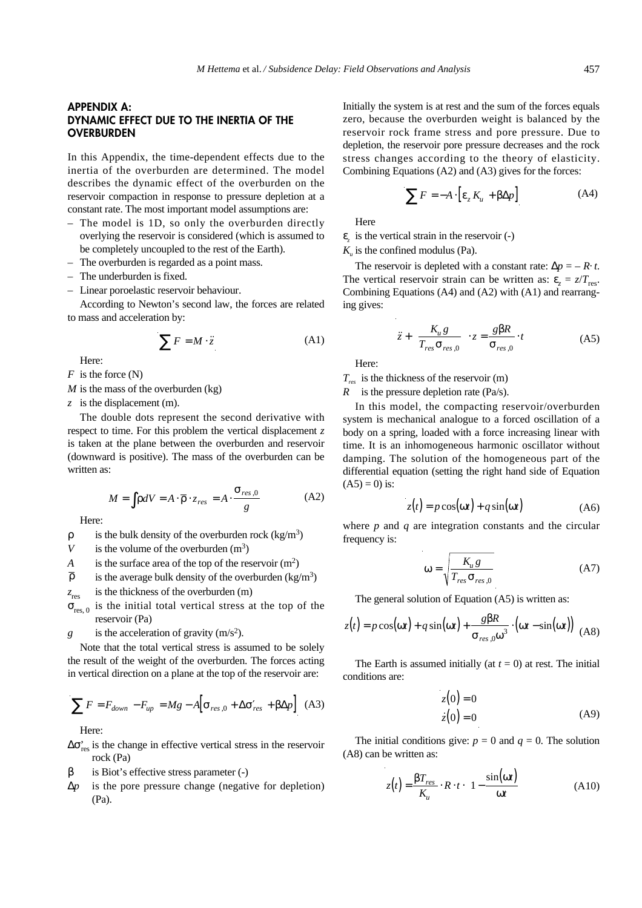## APPENDIX A: DYNAMIC EFFECT DUE TO THE INERTIA OF THE OVERBURDEN

In this Appendix, the time-dependent effects due to the inertia of the overburden are determined. The model describes the dynamic effect of the overburden on the reservoir compaction in response to pressure depletion at a constant rate. The most important model assumptions are:

- The model is 1D, so only the overburden directly overlying the reservoir is considered (which is assumed to be completely uncoupled to the rest of the Earth).
- The overburden is regarded as a point mass.
- The underburden is fixed.
- Linear poroelastic reservoir behaviour.

According to Newton's second law, the forces are related to mass and acceleration by:

$$\sum F = M \cdot \ddot{z} \tag{A1}$$

Here:

$F$ is the force (N)

$M$ is the mass of the overburden (kg)

$z$ is the displacement (m).

The double dots represent the second derivative with respect to time. For this problem the vertical displacement $z$ is taken at the plane between the overburden and reservoir (downward is positive). The mass of the overburden can be written as:

$$M = \int \rho dV = A \cdot \bar{\rho} \cdot z_{res} = A \cdot \frac{\sigma_{res,0}}{g} \tag{A2}$$

Here:

$\rho$ is the bulk density of the overburden rock (kg/m$^3$)

$V$ is the volume of the overburden (m$^3$)

$A$ is the surface area of the top of the reservoir (m$^2$)

$\bar{\rho}$ is the average bulk density of the overburden (kg/m$^3$)

$z_{res}$ is the thickness of the overburden (m)

$\sigma_{res,0}$ is the initial total vertical stress at the top of the reservoir (Pa)

$g$ is the acceleration of gravity (m/s$^2$).

Note that the total vertical stress is assumed to be solely the result of the weight of the overburden. The forces acting in vertical direction on a plane at the top of the reservoir are:

$$\sum F = F_{down} - F_{up} = Mg - A\left[\sigma_{res,0} + \Delta\sigma'_{res} + \beta\Delta p\right] \tag{A3}$$

Here:

$\Delta\sigma'_{res}$ is the change in effective vertical stress in the reservoir rock (Pa)

$\beta$ is Biot's effective stress parameter (-)

$\Delta p$ is the pore pressure change (negative for depletion) (Pa).

Initially the system is at rest and the sum of the forces equals zero, because the overburden weight is balanced by the reservoir rock frame stress and pore pressure. Due to depletion, the reservoir pore pressure decreases and the rock stress changes according to the theory of elasticity. Combining Equations (A2) and (A3) gives for the forces:

$$\sum F = -A \cdot \left[\varepsilon_z K_u + \beta\Delta p\right] \tag{A4}$$

Here

$\varepsilon_z$ is the vertical strain in the reservoir (-)

$K_u$ is the confined modulus (Pa).

The reservoir is depleted with a constant rate: $\Delta p = -R \cdot t$. The vertical reservoir strain can be written as: $\varepsilon_z = z/T_{res}$. Combining Equations (A4) and (A2) with (A1) and rearranging gives:

$$\ddot{z} + \left(\frac{K_u g}{T_{res}\sigma_{res,0}}\right) \cdot z = \frac{g\beta R}{\sigma_{res,0}} \cdot t \tag{A5}$$

Here:

$T_{res}$ is the thickness of the reservoir (m)

$R$ is the pressure depletion rate (Pa/s).

In this model, the compacting reservoir/overburden system is mechanical analogue to a forced oscillation of a body on a spring, loaded with a force increasing linear with time. It is an inhomogeneous harmonic oscillator without damping. The solution of the homogeneous part of the differential equation (setting the right hand side of Equation (A5) = 0) is:

$$z(t) = p\cos(\omega t) + q\sin(\omega t) \tag{A6}$$

where $p$ and $q$ are integration constants and the circular frequency is:

$$\omega = \sqrt{\frac{K_u g}{T_{res}\sigma_{res,0}}} \tag{A7}$$

The general solution of Equation (A5) is written as:

$$z(t) = p\cos(\omega t) + q\sin(\omega t) + \frac{g\beta R}{\sigma_{res,0}\omega^3} \cdot (\omega t - \sin(\omega t)) \tag{A8}$$

The Earth is assumed initially (at $t = 0$) at rest. The initial conditions are:

$$z(0) = 0 \qquad \dot{z}(0) = 0 \tag{A9}$$

The initial conditions give: $p = 0$ and $q = 0$. The solution (A8) can be written as:

$$z(t) = \frac{\beta T_{res}}{K_u} \cdot R \cdot t \cdot \left(1 - \frac{\sin(\omega t)}{\omega t}\right) \tag{A10}$$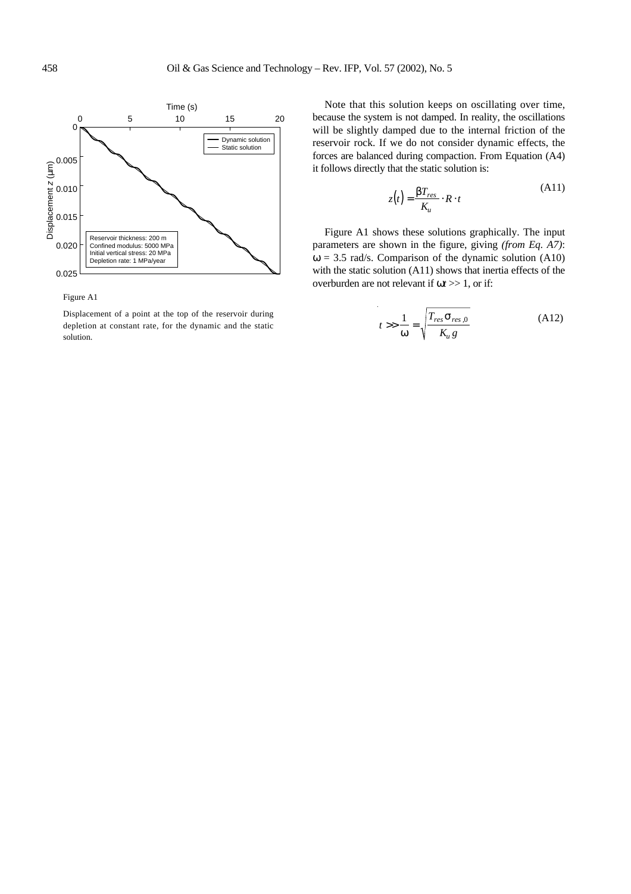Time (s)
0 5 10 15 20
Displacement z (µm)
0
0.005
0.010
0.015
0.020
0.025
Dynamic solution
Static solution
Reservoir thickness: 200 m
Confined modulus: 5000 MPa
Initial vertical stress: 20 MPa
Depletion rate: 1 MPa/year

Figure A1

Displacement of a point at the top of the reservoir during depletion at constant rate, for the dynamic and the static solution.

Note that this solution keeps on oscillating over time, because the system is not damped. In reality, the oscillations will be slightly damped due to the internal friction of the reservoir rock. If we do not consider dynamic effects, the forces are balanced during compaction. From Equation (A4) it follows directly that the static solution is:

$$z(t) = \frac{\beta T_{res}}{K_u} \cdot R \cdot t \tag{A11}$$

Figure A1 shows these solutions graphically. The input parameters are shown in the figure, giving *(from Eq. A7)*: $\omega$ = 3.5 rad/s. Comparison of the dynamic solution (A10) with the static solution (A11) shows that inertia effects of the overburden are not relevant if $\omega t >> 1$, or if:

$$t >> \frac{1}{\omega} = \sqrt{\frac{T_{res}\sigma_{res,0}}{K_u g}} \tag{A12}$$